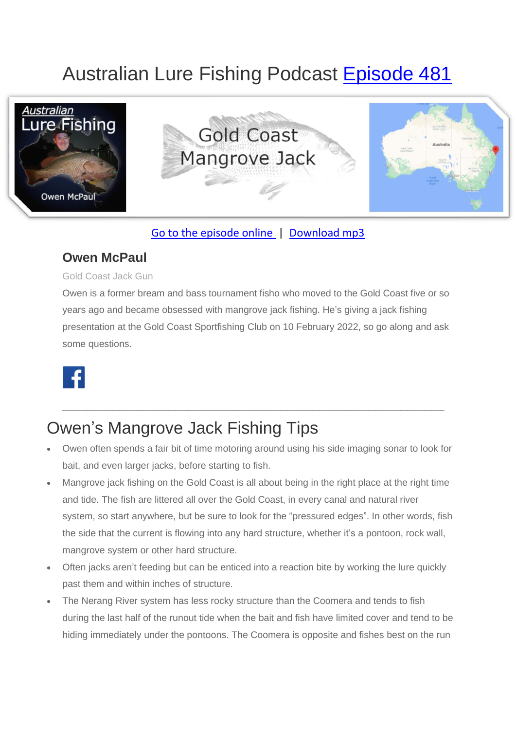# Australian Lure Fishing Podcast [Episode 481]

[Go to the episode online] | [Download mp3]

## Owen McPaul

Gold Coast Jack Gun

Owen is a former bream and bass tournament fisho who moved to the Gold Coast five or so years ago and became obsessed with mangrove jack fishing. He's giving a jack fishing presentation at the Gold Coast Sportfishing Club on 10 February 2022, so go along and ask some questions.

---

# Owen's Mangrove Jack Fishing Tips

- Owen often spends a fair bit of time motoring around using his side imaging sonar to look for bait, and even larger jacks, before starting to fish.
- Mangrove jack fishing on the Gold Coast is all about being in the right place at the right time and tide. The fish are littered all over the Gold Coast, in every canal and natural river system, so start anywhere, but be sure to look for the "pressured edges". In other words, fish the side that the current is flowing into any hard structure, whether it's a pontoon, rock wall, mangrove system or other hard structure.
- Often jacks aren't feeding but can be enticed into a reaction bite by working the lure quickly past them and within inches of structure.
- The Nerang River system has less rocky structure than the Coomera and tends to fish during the last half of the runout tide when the bait and fish have limited cover and tend to be hiding immediately under the pontoons. The Coomera is opposite and fishes best on the run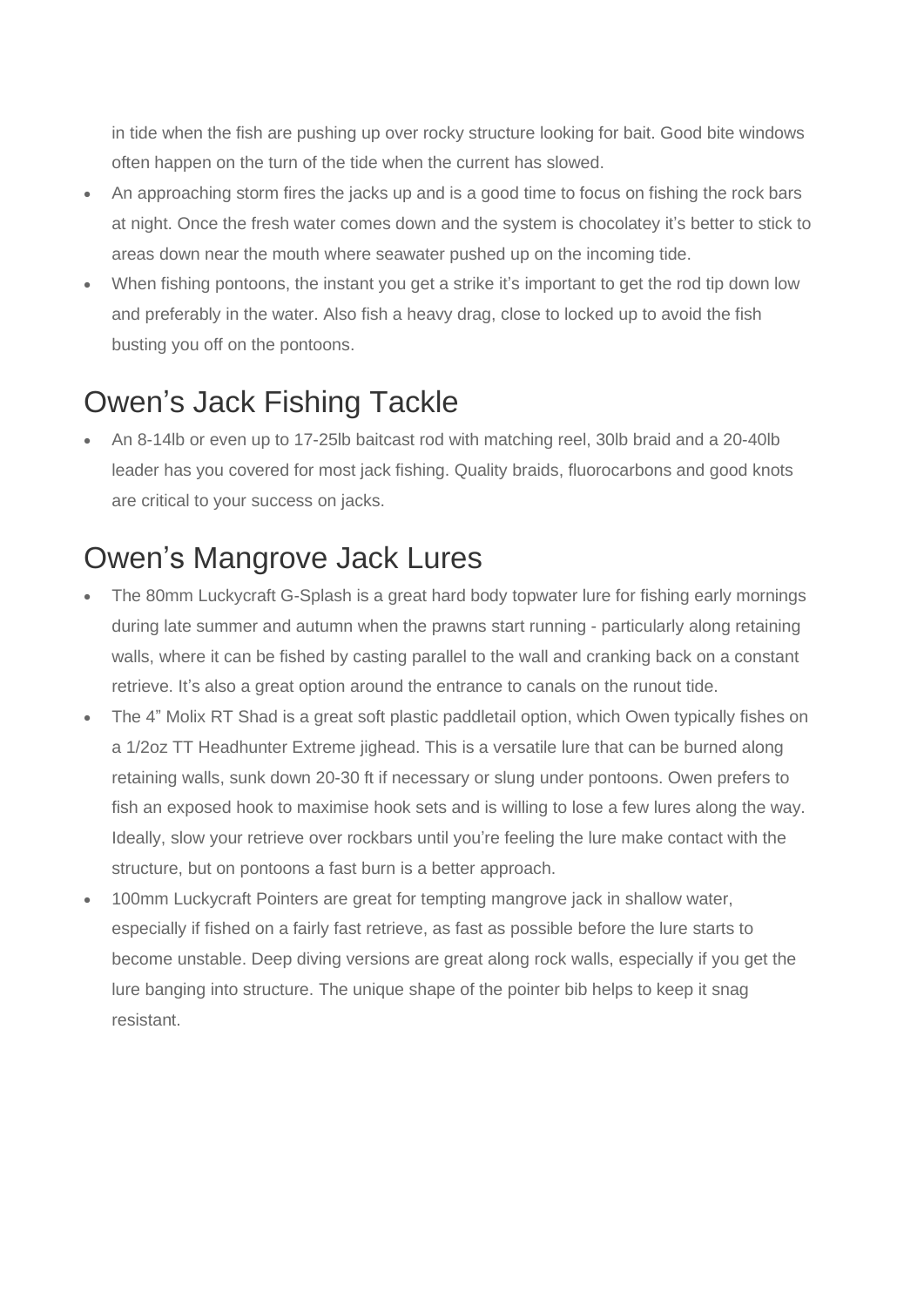in tide when the fish are pushing up over rocky structure looking for bait. Good bite windows often happen on the turn of the tide when the current has slowed.

- An approaching storm fires the jacks up and is a good time to focus on fishing the rock bars at night. Once the fresh water comes down and the system is chocolatey it's better to stick to areas down near the mouth where seawater pushed up on the incoming tide.
- When fishing pontoons, the instant you get a strike it's important to get the rod tip down low and preferably in the water. Also fish a heavy drag, close to locked up to avoid the fish busting you off on the pontoons.

## Owen's Jack Fishing Tackle

- An 8-14lb or even up to 17-25lb baitcast rod with matching reel, 30lb braid and a 20-40lb leader has you covered for most jack fishing. Quality braids, fluorocarbons and good knots are critical to your success on jacks.

## Owen's Mangrove Jack Lures

- The 80mm Luckycraft G-Splash is a great hard body topwater lure for fishing early mornings during late summer and autumn when the prawns start running - particularly along retaining walls, where it can be fished by casting parallel to the wall and cranking back on a constant retrieve. It's also a great option around the entrance to canals on the runout tide.
- The 4" Molix RT Shad is a great soft plastic paddletail option, which Owen typically fishes on a 1/2oz TT Headhunter Extreme jighead. This is a versatile lure that can be burned along retaining walls, sunk down 20-30 ft if necessary or slung under pontoons. Owen prefers to fish an exposed hook to maximise hook sets and is willing to lose a few lures along the way. Ideally, slow your retrieve over rockbars until you're feeling the lure make contact with the structure, but on pontoons a fast burn is a better approach.
- 100mm Luckycraft Pointers are great for tempting mangrove jack in shallow water, especially if fished on a fairly fast retrieve, as fast as possible before the lure starts to become unstable. Deep diving versions are great along rock walls, especially if you get the lure banging into structure. The unique shape of the pointer bib helps to keep it snag resistant.